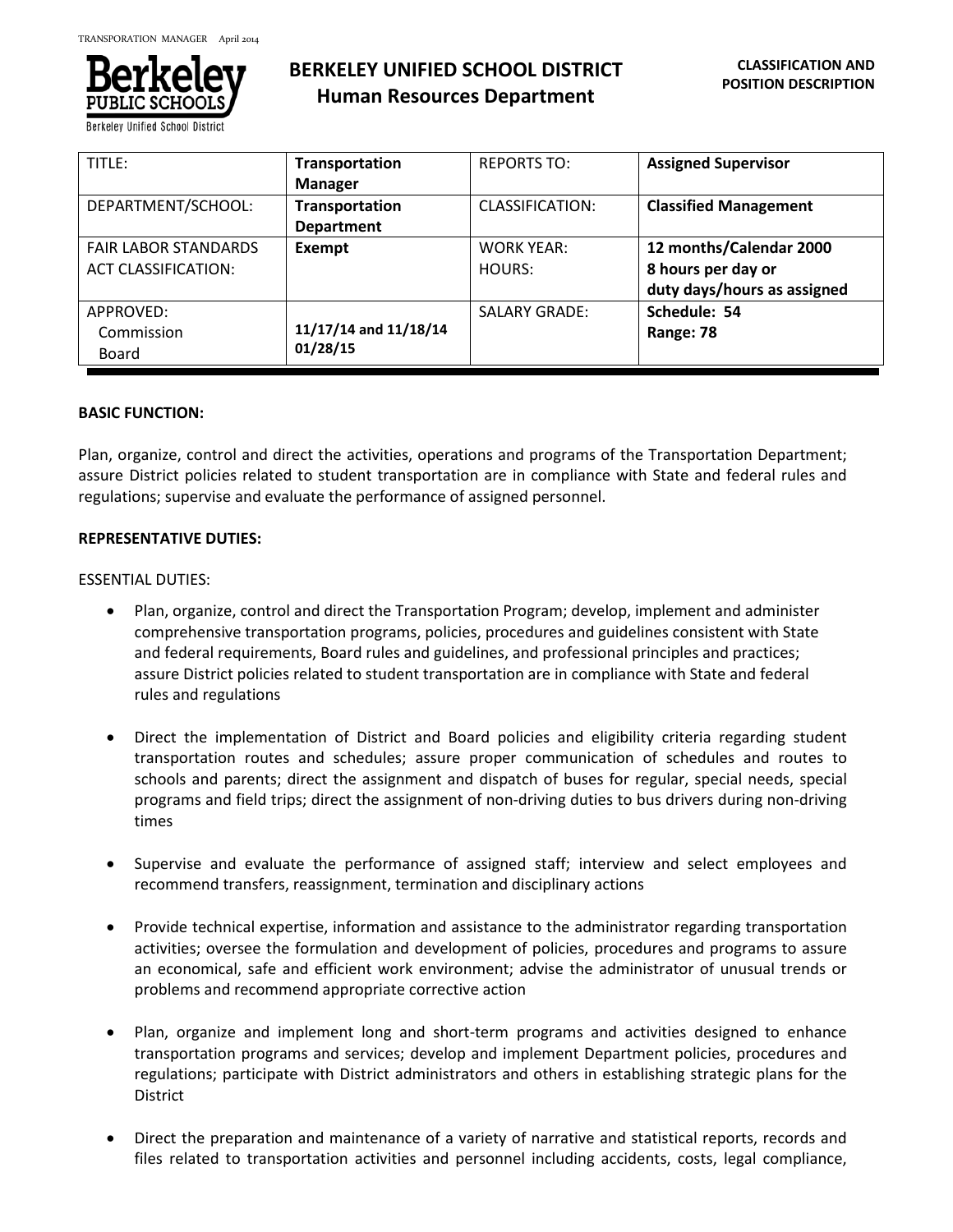# BERKELEY UNIFIED SCHOOL DISTRICT
## Human Resources Department

**CLASSIFICATION AND POSITION DESCRIPTION**

| TITLE: | **Transportation Manager** | REPORTS TO: | **Assigned Supervisor** |
|---|---|---|---|
| DEPARTMENT/SCHOOL: | **Transportation Department** | CLASSIFICATION: | **Classified Management** |
| FAIR LABOR STANDARDS ACT CLASSIFICATION: | **Exempt** | WORK YEAR: HOURS: | **12 months/Calendar 2000 8 hours per day or duty days/hours as assigned** |
| APPROVED: Commission Board | **11/17/14 and 11/18/14 01/28/15** | SALARY GRADE: | **Schedule: 54 Range: 78** |

**BASIC FUNCTION:**

Plan, organize, control and direct the activities, operations and programs of the Transportation Department; assure District policies related to student transportation are in compliance with State and federal rules and regulations; supervise and evaluate the performance of assigned personnel.

**REPRESENTATIVE DUTIES:**

ESSENTIAL DUTIES:

- Plan, organize, control and direct the Transportation Program; develop, implement and administer comprehensive transportation programs, policies, procedures and guidelines consistent with State and federal requirements, Board rules and guidelines, and professional principles and practices; assure District policies related to student transportation are in compliance with State and federal rules and regulations

- Direct the implementation of District and Board policies and eligibility criteria regarding student transportation routes and schedules; assure proper communication of schedules and routes to schools and parents; direct the assignment and dispatch of buses for regular, special needs, special programs and field trips; direct the assignment of non-driving duties to bus drivers during non-driving times

- Supervise and evaluate the performance of assigned staff; interview and select employees and recommend transfers, reassignment, termination and disciplinary actions

- Provide technical expertise, information and assistance to the administrator regarding transportation activities; oversee the formulation and development of policies, procedures and programs to assure an economical, safe and efficient work environment; advise the administrator of unusual trends or problems and recommend appropriate corrective action

- Plan, organize and implement long and short-term programs and activities designed to enhance transportation programs and services; develop and implement Department policies, procedures and regulations; participate with District administrators and others in establishing strategic plans for the District

- Direct the preparation and maintenance of a variety of narrative and statistical reports, records and files related to transportation activities and personnel including accidents, costs, legal compliance,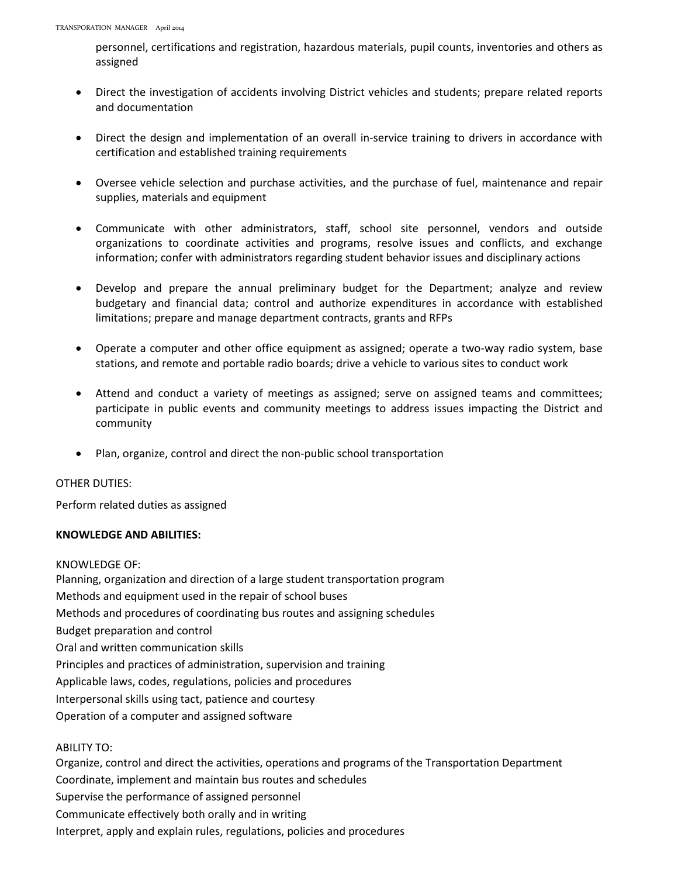personnel, certifications and registration, hazardous materials, pupil counts, inventories and others as assigned

- Direct the investigation of accidents involving District vehicles and students; prepare related reports and documentation

- Direct the design and implementation of an overall in-service training to drivers in accordance with certification and established training requirements

- Oversee vehicle selection and purchase activities, and the purchase of fuel, maintenance and repair supplies, materials and equipment

- Communicate with other administrators, staff, school site personnel, vendors and outside organizations to coordinate activities and programs, resolve issues and conflicts, and exchange information; confer with administrators regarding student behavior issues and disciplinary actions

- Develop and prepare the annual preliminary budget for the Department; analyze and review budgetary and financial data; control and authorize expenditures in accordance with established limitations; prepare and manage department contracts, grants and RFPs

- Operate a computer and other office equipment as assigned; operate a two-way radio system, base stations, and remote and portable radio boards; drive a vehicle to various sites to conduct work

- Attend and conduct a variety of meetings as assigned; serve on assigned teams and committees; participate in public events and community meetings to address issues impacting the District and community

- Plan, organize, control and direct the non-public school transportation

OTHER DUTIES:

Perform related duties as assigned

**KNOWLEDGE AND ABILITIES:**

KNOWLEDGE OF:

Planning, organization and direction of a large student transportation program
Methods and equipment used in the repair of school buses
Methods and procedures of coordinating bus routes and assigning schedules
Budget preparation and control
Oral and written communication skills
Principles and practices of administration, supervision and training
Applicable laws, codes, regulations, policies and procedures
Interpersonal skills using tact, patience and courtesy
Operation of a computer and assigned software

ABILITY TO:

Organize, control and direct the activities, operations and programs of the Transportation Department
Coordinate, implement and maintain bus routes and schedules
Supervise the performance of assigned personnel
Communicate effectively both orally and in writing
Interpret, apply and explain rules, regulations, policies and procedures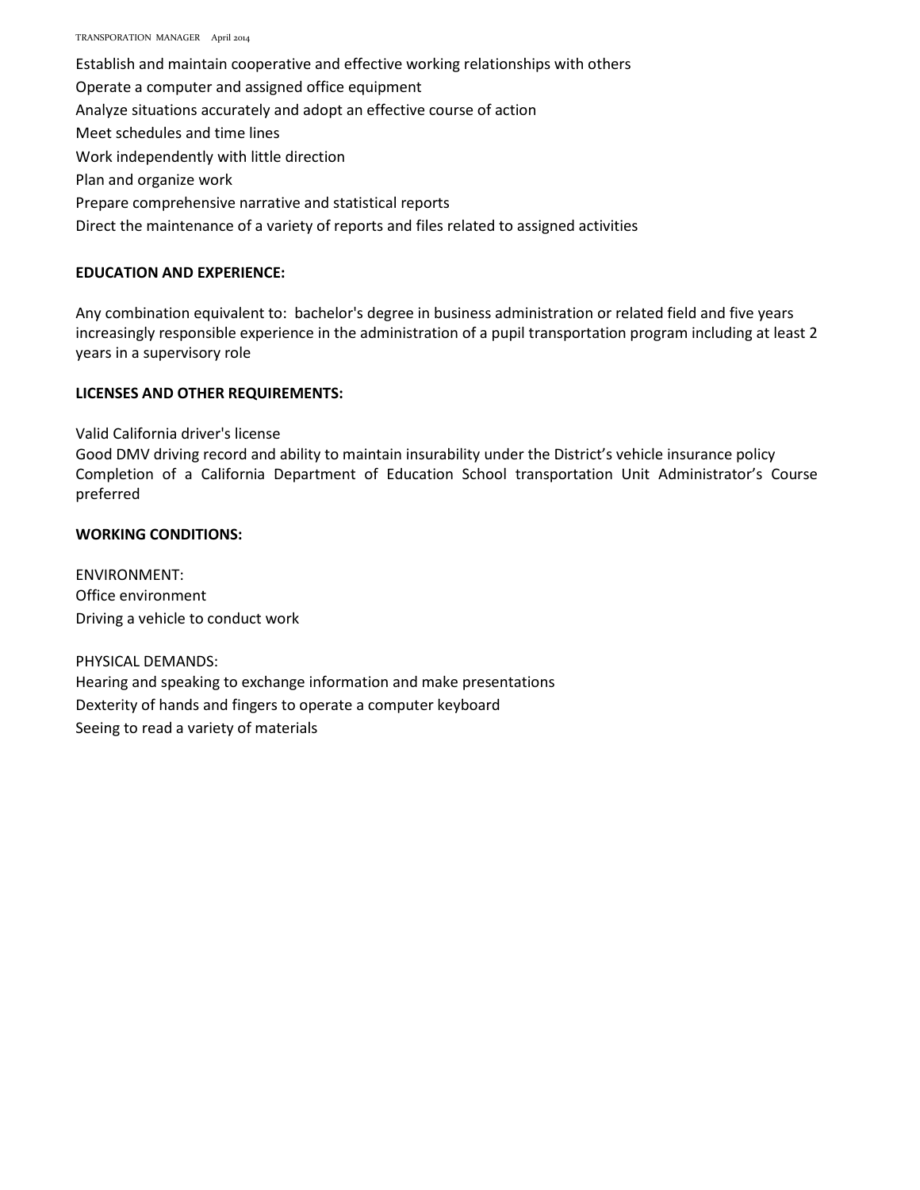Establish and maintain cooperative and effective working relationships with others

Operate a computer and assigned office equipment

Analyze situations accurately and adopt an effective course of action

Meet schedules and time lines

Work independently with little direction

Plan and organize work

Prepare comprehensive narrative and statistical reports

Direct the maintenance of a variety of reports and files related to assigned activities

**EDUCATION AND EXPERIENCE:**

Any combination equivalent to: bachelor's degree in business administration or related field and five years increasingly responsible experience in the administration of a pupil transportation program including at least 2 years in a supervisory role

**LICENSES AND OTHER REQUIREMENTS:**

Valid California driver's license

Good DMV driving record and ability to maintain insurability under the District's vehicle insurance policy

Completion of a California Department of Education School transportation Unit Administrator's Course preferred

**WORKING CONDITIONS:**

ENVIRONMENT:

Office environment

Driving a vehicle to conduct work

PHYSICAL DEMANDS:

Hearing and speaking to exchange information and make presentations

Dexterity of hands and fingers to operate a computer keyboard

Seeing to read a variety of materials